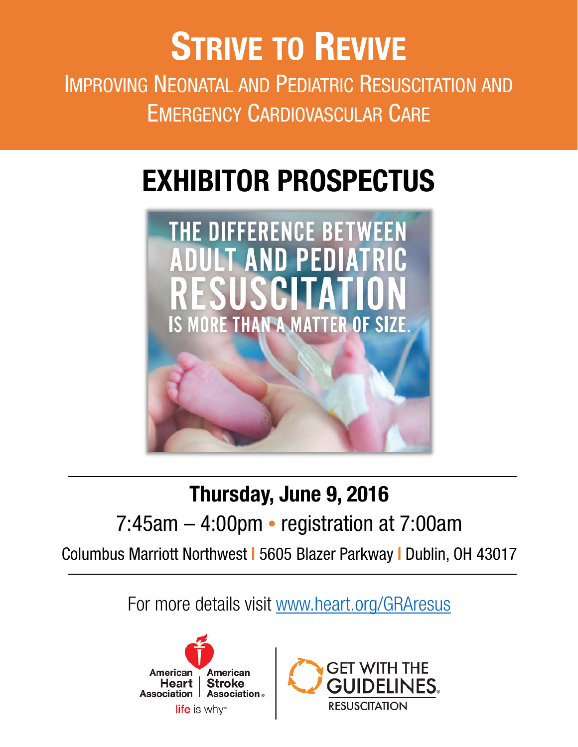# Strive to Revive

## Improving Neonatal and Pediatric Resuscitation and Emergency Cardiovascular Care

# EXHIBITOR PROSPECTUS

THE DIFFERENCE BETWEEN ADULT AND PEDIATRIC RESUSCITATION IS MORE THAN A MATTER OF SIZE.

**Thursday, June 9, 2016**

7:45am – 4:00pm • registration at 7:00am

Columbus Marriott Northwest | 5605 Blazer Parkway | Dublin, OH 43017

For more details visit www.heart.org/GRAresus

American Heart Association | American Stroke Association — life is why™

GET WITH THE GUIDELINES® RESUSCITATION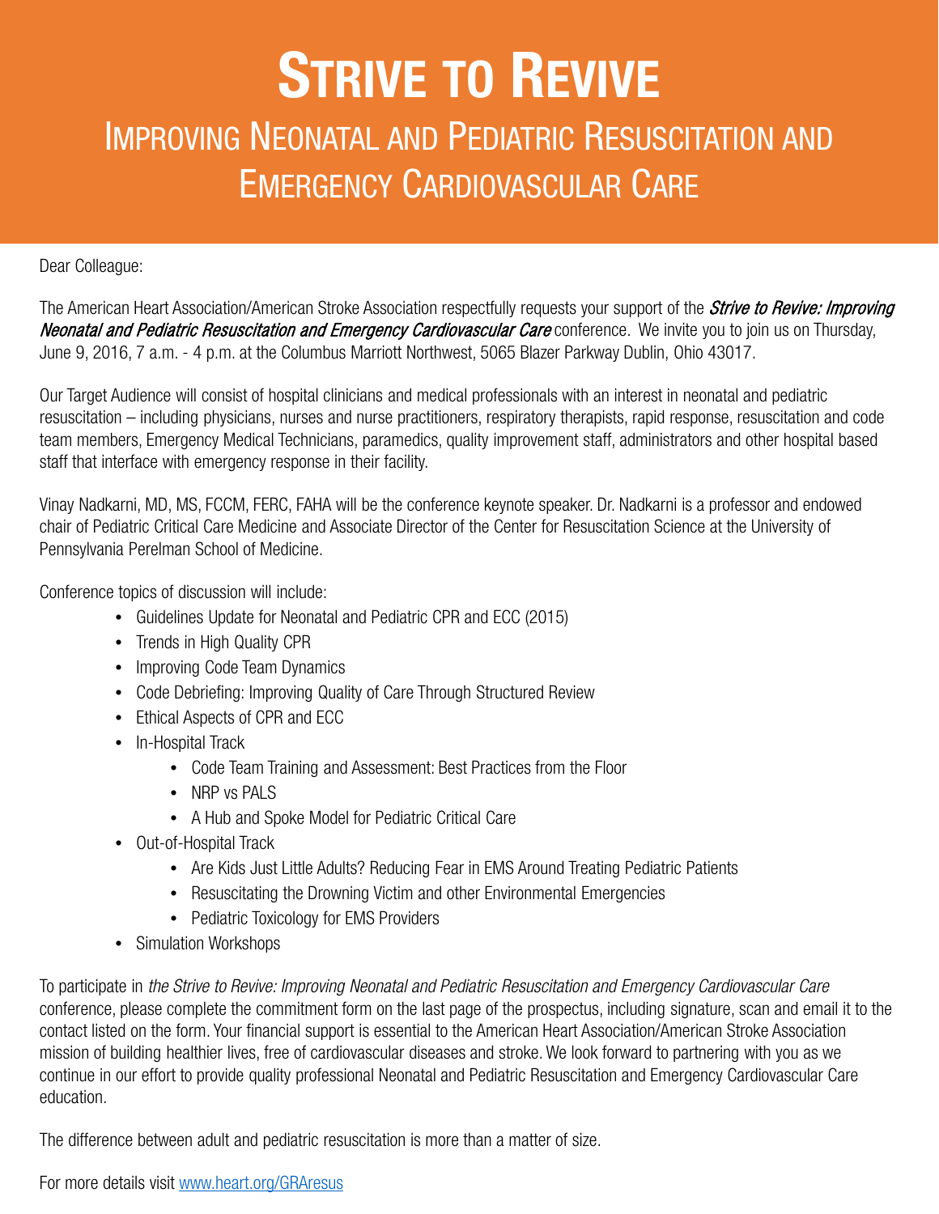# Strive to Revive

## Improving Neonatal and Pediatric Resuscitation and Emergency Cardiovascular Care

Dear Colleague:

The American Heart Association/American Stroke Association respectfully requests your support of the *Strive to Revive: Improving Neonatal and Pediatric Resuscitation and Emergency Cardiovascular Care* conference. We invite you to join us on Thursday, June 9, 2016, 7 a.m. - 4 p.m. at the Columbus Marriott Northwest, 5065 Blazer Parkway Dublin, Ohio 43017.

Our Target Audience will consist of hospital clinicians and medical professionals with an interest in neonatal and pediatric resuscitation – including physicians, nurses and nurse practitioners, respiratory therapists, rapid response, resuscitation and code team members, Emergency Medical Technicians, paramedics, quality improvement staff, administrators and other hospital based staff that interface with emergency response in their facility.

Vinay Nadkarni, MD, MS, FCCM, FERC, FAHA will be the conference keynote speaker. Dr. Nadkarni is a professor and endowed chair of Pediatric Critical Care Medicine and Associate Director of the Center for Resuscitation Science at the University of Pennsylvania Perelman School of Medicine.

Conference topics of discussion will include:

- Guidelines Update for Neonatal and Pediatric CPR and ECC (2015)
- Trends in High Quality CPR
- Improving Code Team Dynamics
- Code Debriefing: Improving Quality of Care Through Structured Review
- Ethical Aspects of CPR and ECC
- In-Hospital Track
    - Code Team Training and Assessment: Best Practices from the Floor
    - NRP vs PALS
    - A Hub and Spoke Model for Pediatric Critical Care
- Out-of-Hospital Track
    - Are Kids Just Little Adults? Reducing Fear in EMS Around Treating Pediatric Patients
    - Resuscitating the Drowning Victim and other Environmental Emergencies
    - Pediatric Toxicology for EMS Providers
- Simulation Workshops

To participate in *the Strive to Revive: Improving Neonatal and Pediatric Resuscitation and Emergency Cardiovascular Care* conference, please complete the commitment form on the last page of the prospectus, including signature, scan and email it to the contact listed on the form. Your financial support is essential to the American Heart Association/American Stroke Association mission of building healthier lives, free of cardiovascular diseases and stroke. We look forward to partnering with you as we continue in our effort to provide quality professional Neonatal and Pediatric Resuscitation and Emergency Cardiovascular Care education.

The difference between adult and pediatric resuscitation is more than a matter of size.

For more details visit www.heart.org/GRAresus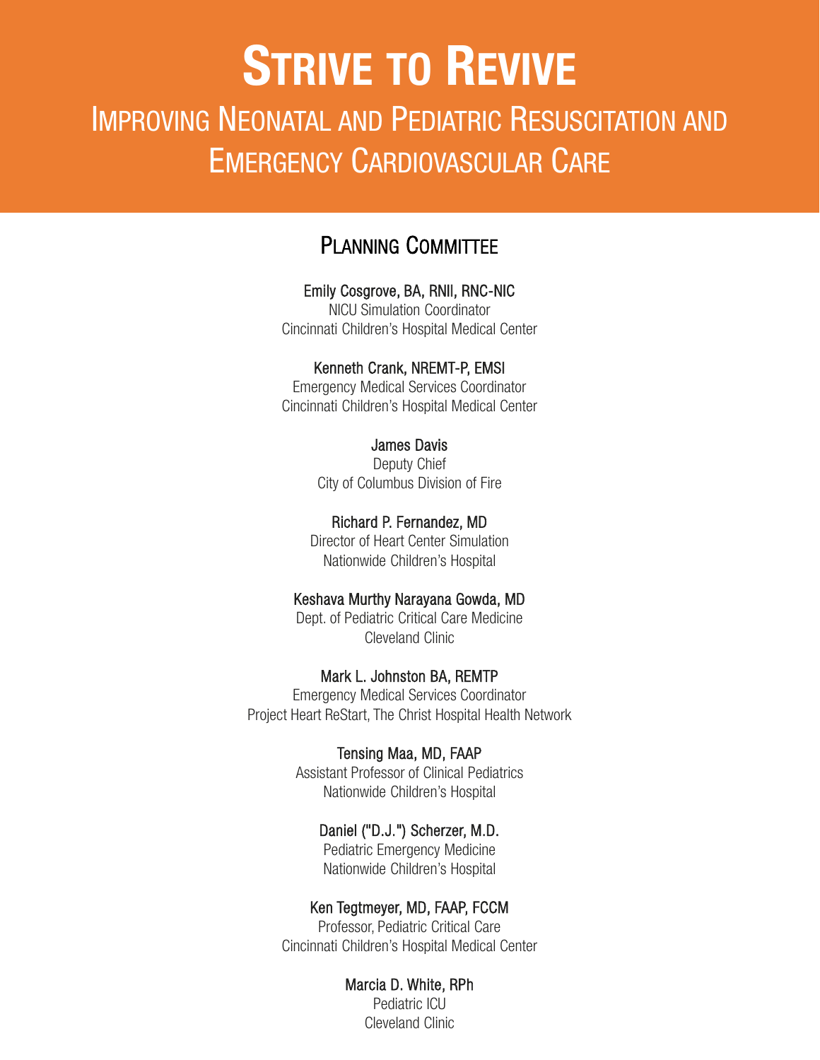# Strive to Revive

## Improving Neonatal and Pediatric Resuscitation and Emergency Cardiovascular Care

### Planning Committee

**Emily Cosgrove, BA, RNII, RNC-NIC**
NICU Simulation Coordinator
Cincinnati Children's Hospital Medical Center

**Kenneth Crank, NREMT-P, EMSI**
Emergency Medical Services Coordinator
Cincinnati Children's Hospital Medical Center

**James Davis**
Deputy Chief
City of Columbus Division of Fire

**Richard P. Fernandez, MD**
Director of Heart Center Simulation
Nationwide Children's Hospital

**Keshava Murthy Narayana Gowda, MD**
Dept. of Pediatric Critical Care Medicine
Cleveland Clinic

**Mark L. Johnston BA, REMTP**
Emergency Medical Services Coordinator
Project Heart ReStart, The Christ Hospital Health Network

**Tensing Maa, MD, FAAP**
Assistant Professor of Clinical Pediatrics
Nationwide Children's Hospital

**Daniel ("D.J.") Scherzer, M.D.**
Pediatric Emergency Medicine
Nationwide Children's Hospital

**Ken Tegtmeyer, MD, FAAP, FCCM**
Professor, Pediatric Critical Care
Cincinnati Children's Hospital Medical Center

**Marcia D. White, RPh**
Pediatric ICU
Cleveland Clinic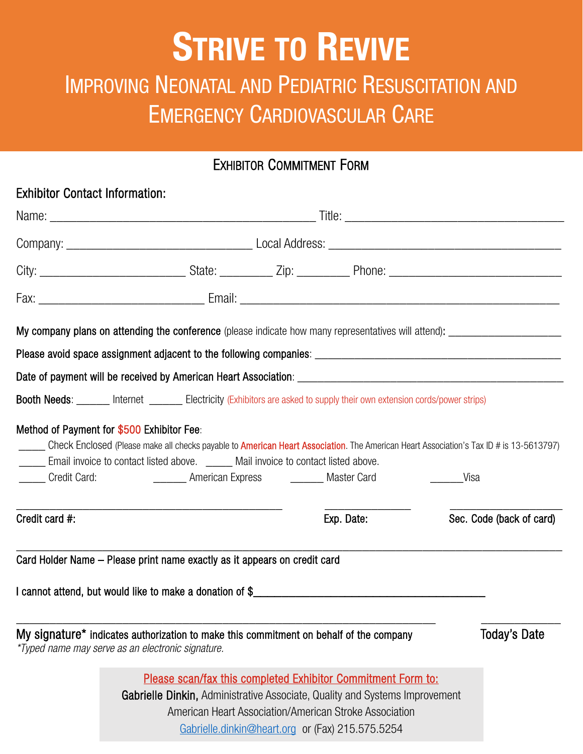# Strive to Revive

## Improving Neonatal and Pediatric Resuscitation and Emergency Cardiovascular Care

### Exhibitor Commitment Form

**Exhibitor Contact Information:**

Name: ___________________________________________ Title: ____________________________________

Company: _______________________________ Local Address: _______________________________________

City: ________________________ State: _________ Zip: _________ Phone: _____________________________

Fax: ___________________________ Email: ______________________________________________________

My company plans on attending the conference (please indicate how many representatives will attend): ____________________

Please avoid space assignment adjacent to the following companies: ____________________________________________

Date of payment will be received by American Heart Association: _________________________________________________

Booth Needs: ______ Internet ______ Electricity (Exhibitors are asked to supply their own extension cords/power strips)

Method of Payment for $500 Exhibitor Fee:

_____ Check Enclosed (Please make all checks payable to American Heart Association. The American Heart Association's Tax ID # is 13-5613797)

_____ Email invoice to contact listed above. _____ Mail invoice to contact listed above.

_____ Credit Card: ______ American Express ______ Master Card ______Visa

_____________________________________________ ________________ ____________________

Credit card #: Exp. Date: Sec. Code (back of card)

___________________________________________________________________________________________

Card Holder Name – Please print name exactly as it appears on credit card

I cannot attend, but would like to make a donation of $__________________________________________

____________________________________________________________________________ ______________

My signature* indicates authorization to make this commitment on behalf of the company Today's Date

*Typed name may serve as an electronic signature.*

Please scan/fax this completed Exhibitor Commitment Form to:

Gabrielle Dinkin, Administrative Associate, Quality and Systems Improvement

American Heart Association/American Stroke Association

Gabrielle.dinkin@heart.org or (Fax) 215.575.5254